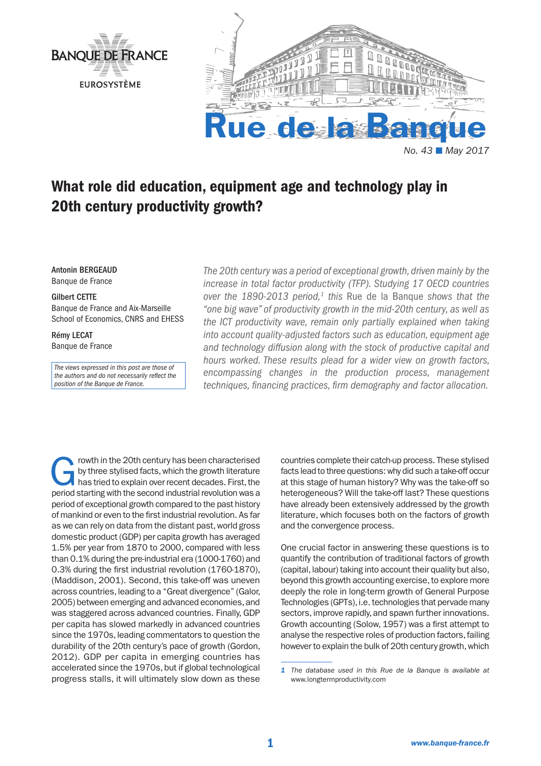BANQUE DE FRANCE

EUROSYSTÈME

# Rue de la Banque

No. 43 ■ May 2017

## What role did education, equipment age and technology play in 20th century productivity growth?

**Antonin BERGEAUD**
Banque de France

**Gilbert CETTE**
Banque de France and Aix-Marseille School of Economics, CNRS and EHESS

**Rémy LECAT**
Banque de France

*The views expressed in this post are those of the authors and do not necessarily reflect the position of the Banque de France.*

*The 20th century was a period of exceptional growth, driven mainly by the increase in total factor productivity (TFP). Studying 17 OECD countries over the 1890-2013 period,[1] this* Rue de la Banque *shows that the "one big wave" of productivity growth in the mid-20th century, as well as the ICT productivity wave, remain only partially explained when taking into account quality-adjusted factors such as education, equipment age and technology diffusion along with the stock of productive capital and hours worked. These results plead for a wider view on growth factors, encompassing changes in the production process, management techniques, financing practices, firm demography and factor allocation.*

Growth in the 20th century has been characterised by three stylised facts, which the growth literature has tried to explain over recent decades. First, the period starting with the second industrial revolution was a period of exceptional growth compared to the past history of mankind or even to the first industrial revolution. As far as we can rely on data from the distant past, world gross domestic product (GDP) per capita growth has averaged 1.5% per year from 1870 to 2000, compared with less than 0.1% during the pre-industrial era (1000-1760) and 0.3% during the first industrial revolution (1760-1870), (Maddison, 2001). Second, this take-off was uneven across countries, leading to a "Great divergence" (Galor, 2005) between emerging and advanced economies, and was staggered across advanced countries. Finally, GDP per capita has slowed markedly in advanced countries since the 1970s, leading commentators to question the durability of the 20th century's pace of growth (Gordon, 2012). GDP per capita in emerging countries has accelerated since the 1970s, but if global technological progress stalls, it will ultimately slow down as these countries complete their catch-up process. These stylised facts lead to three questions: why did such a take-off occur at this stage of human history? Why was the take-off so heterogeneous? Will the take-off last? These questions have already been extensively addressed by the growth literature, which focuses both on the factors of growth and the convergence process.

One crucial factor in answering these questions is to quantify the contribution of traditional factors of growth (capital, labour) taking into account their quality but also, beyond this growth accounting exercise, to explore more deeply the role in long-term growth of General Purpose Technologies (GPTs), i.e. technologies that pervade many sectors, improve rapidly, and spawn further innovations. Growth accounting (Solow, 1957) was a first attempt to analyse the respective roles of production factors, failing however to explain the bulk of 20th century growth, which

*1 The database used in this Rue de la Banque is available at* www.longtermproductivity.com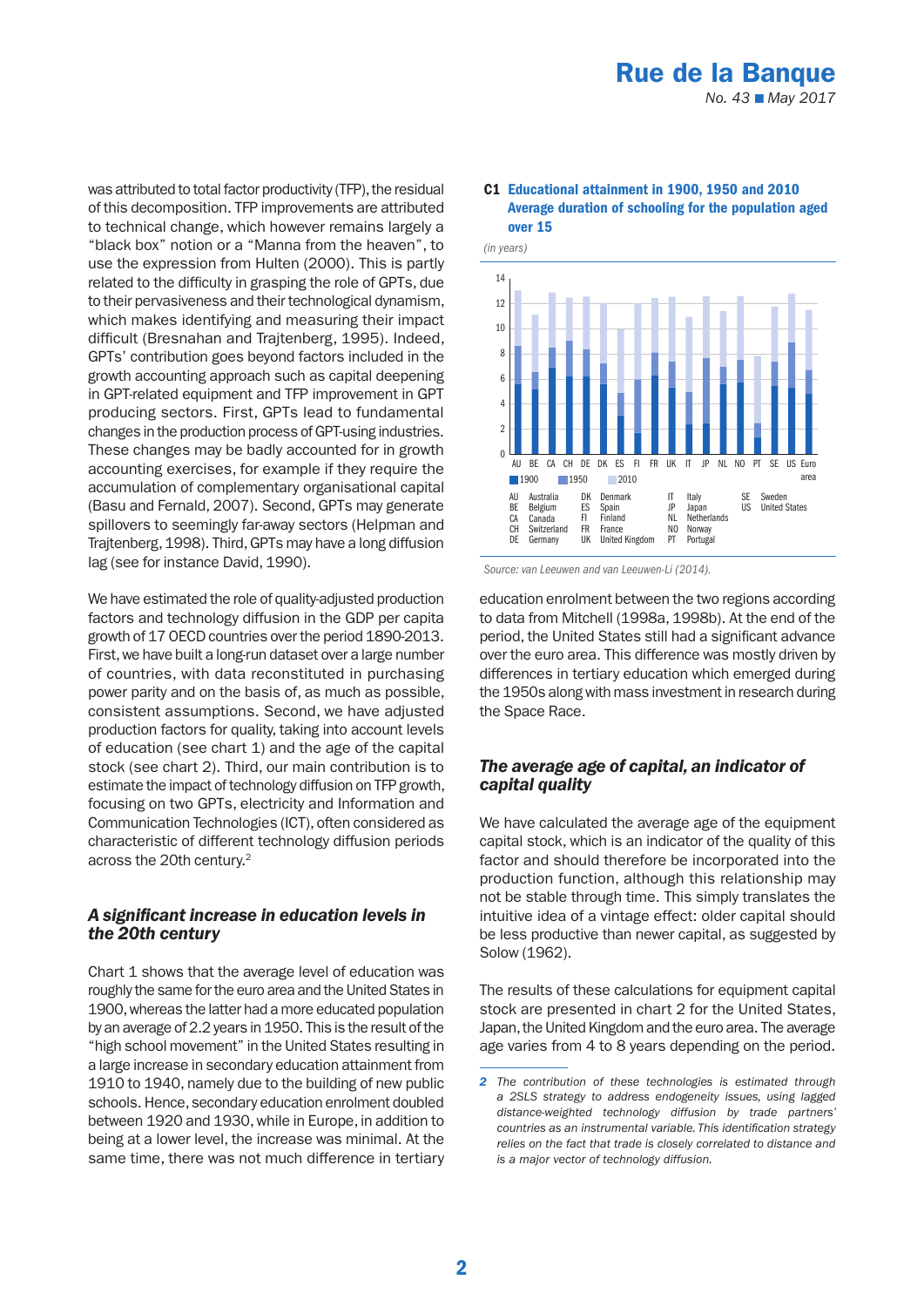was attributed to total factor productivity (TFP), the residual of this decomposition. TFP improvements are attributed to technical change, which however remains largely a "black box" notion or a "Manna from the heaven", to use the expression from Hulten (2000). This is partly related to the difficulty in grasping the role of GPTs, due to their pervasiveness and their technological dynamism, which makes identifying and measuring their impact difficult (Bresnahan and Trajtenberg, 1995). Indeed, GPTs' contribution goes beyond factors included in the growth accounting approach such as capital deepening in GPT-related equipment and TFP improvement in GPT producing sectors. First, GPTs lead to fundamental changes in the production process of GPT-using industries. These changes may be badly accounted for in growth accounting exercises, for example if they require the accumulation of complementary organisational capital (Basu and Fernald, 2007). Second, GPTs may generate spillovers to seemingly far-away sectors (Helpman and Trajtenberg, 1998). Third, GPTs may have a long diffusion lag (see for instance David, 1990).

We have estimated the role of quality-adjusted production factors and technology diffusion in the GDP per capita growth of 17 OECD countries over the period 1890-2013. First, we have built a long-run dataset over a large number of countries, with data reconstituted in purchasing power parity and on the basis of, as much as possible, consistent assumptions. Second, we have adjusted production factors for quality, taking into account levels of education (see chart 1) and the age of the capital stock (see chart 2). Third, our main contribution is to estimate the impact of technology diffusion on TFP growth, focusing on two GPTs, electricity and Information and Communication Technologies (ICT), often considered as characteristic of different technology diffusion periods across the 20th century.[2]

## A significant increase in education levels in the 20th century

Chart 1 shows that the average level of education was roughly the same for the euro area and the United States in 1900, whereas the latter had a more educated population by an average of 2.2 years in 1950. This is the result of the "high school movement" in the United States resulting in a large increase in secondary education attainment from 1910 to 1940, namely due to the building of new public schools. Hence, secondary education enrolment doubled between 1920 and 1930, while in Europe, in addition to being at a lower level, the increase was minimal. At the same time, there was not much difference in tertiary

**C1 Educational attainment in 1900, 1950 and 2010**
**Average duration of schooling for the population aged over 15**

*(in years)*

AU Australia, BE Belgium, CA Canada, CH Switzerland, DE Germany, DK Denmark, ES Spain, FI Finland, FR France, UK United Kingdom, IT Italy, JP Japan, NL Netherlands, NO Norway, PT Portugal, SE Sweden, US United States

Legend: 1900, 1950, 2010

*Source: van Leeuwen and van Leeuwen-Li (2014).*

education enrolment between the two regions according to data from Mitchell (1998a, 1998b). At the end of the period, the United States still had a significant advance over the euro area. This difference was mostly driven by differences in tertiary education which emerged during the 1950s along with mass investment in research during the Space Race.

## The average age of capital, an indicator of capital quality

We have calculated the average age of the equipment capital stock, which is an indicator of the quality of this factor and should therefore be incorporated into the production function, although this relationship may not be stable through time. This simply translates the intuitive idea of a vintage effect: older capital should be less productive than newer capital, as suggested by Solow (1962).

The results of these calculations for equipment capital stock are presented in chart 2 for the United States, Japan, the United Kingdom and the euro area. The average age varies from 4 to 8 years depending on the period.

[2] *The contribution of these technologies is estimated through a 2SLS strategy to address endogeneity issues, using lagged distance-weighted technology diffusion by trade partners' countries as an instrumental variable. This identification strategy relies on the fact that trade is closely correlated to distance and is a major vector of technology diffusion.*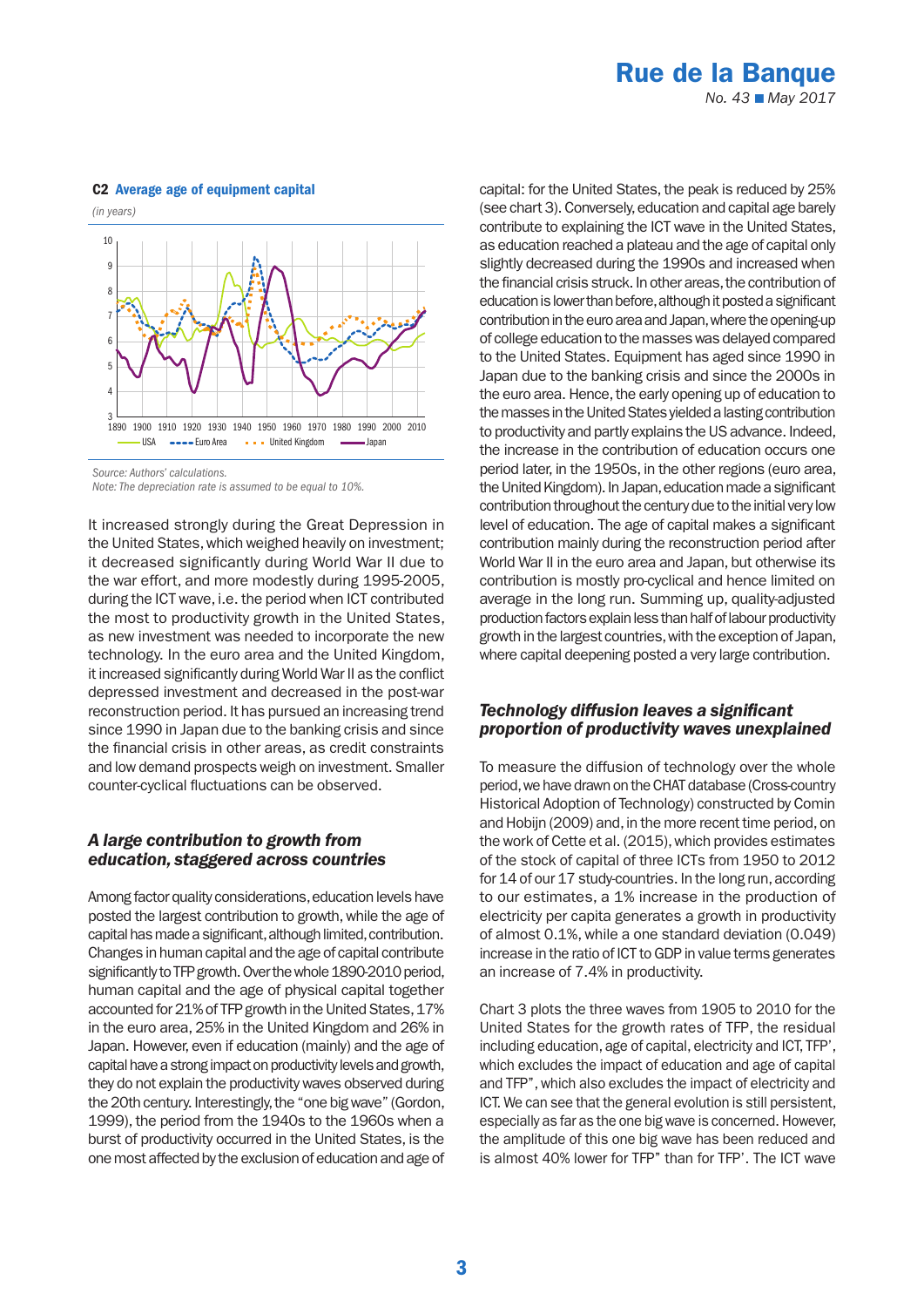**C2 Average age of equipment capital**

*(in years)*

*Source: Authors' calculations.*
*Note: The depreciation rate is assumed to be equal to 10%.*

It increased strongly during the Great Depression in the United States, which weighed heavily on investment; it decreased significantly during World War II due to the war effort, and more modestly during 1995-2005, during the ICT wave, i.e. the period when ICT contributed the most to productivity growth in the United States, as new investment was needed to incorporate the new technology. In the euro area and the United Kingdom, it increased significantly during World War II as the conflict depressed investment and decreased in the post-war reconstruction period. It has pursued an increasing trend since 1990 in Japan due to the banking crisis and since the financial crisis in other areas, as credit constraints and low demand prospects weigh on investment. Smaller counter-cyclical fluctuations can be observed.

## *A large contribution to growth from education, staggered across countries*

Among factor quality considerations, education levels have posted the largest contribution to growth, while the age of capital has made a significant, although limited, contribution. Changes in human capital and the age of capital contribute significantly to TFP growth. Over the whole 1890-2010 period, human capital and the age of physical capital together accounted for 21% of TFP growth in the United States, 17% in the euro area, 25% in the United Kingdom and 26% in Japan. However, even if education (mainly) and the age of capital have a strong impact on productivity levels and growth, they do not explain the productivity waves observed during the 20th century. Interestingly, the "one big wave" (Gordon, 1999), the period from the 1940s to the 1960s when a burst of productivity occurred in the United States, is the one most affected by the exclusion of education and age of capital: for the United States, the peak is reduced by 25% (see chart 3). Conversely, education and capital age barely contribute to explaining the ICT wave in the United States, as education reached a plateau and the age of capital only slightly decreased during the 1990s and increased when the financial crisis struck. In other areas, the contribution of education is lower than before, although it posted a significant contribution in the euro area and Japan, where the opening-up of college education to the masses was delayed compared to the United States. Equipment has aged since 1990 in Japan due to the banking crisis and since the 2000s in the euro area. Hence, the early opening up of education to the masses in the United States yielded a lasting contribution to productivity and partly explains the US advance. Indeed, the increase in the contribution of education occurs one period later, in the 1950s, in the other regions (euro area, the United Kingdom). In Japan, education made a significant contribution throughout the century due to the initial very low level of education. The age of capital makes a significant contribution mainly during the reconstruction period after World War II in the euro area and Japan, but otherwise its contribution is mostly pro-cyclical and hence limited on average in the long run. Summing up, quality-adjusted production factors explain less than half of labour productivity growth in the largest countries, with the exception of Japan, where capital deepening posted a very large contribution.

## *Technology diffusion leaves a significant proportion of productivity waves unexplained*

To measure the diffusion of technology over the whole period, we have drawn on the CHAT database (Cross-country Historical Adoption of Technology) constructed by Comin and Hobijn (2009) and, in the more recent time period, on the work of Cette et al. (2015), which provides estimates of the stock of capital of three ICTs from 1950 to 2012 for 14 of our 17 study-countries. In the long run, according to our estimates, a 1% increase in the production of electricity per capita generates a growth in productivity of almost 0.1%, while a one standard deviation (0.049) increase in the ratio of ICT to GDP in value terms generates an increase of 7.4% in productivity.

Chart 3 plots the three waves from 1905 to 2010 for the United States for the growth rates of TFP, the residual including education, age of capital, electricity and ICT, TFP', which excludes the impact of education and age of capital and TFP", which also excludes the impact of electricity and ICT. We can see that the general evolution is still persistent, especially as far as the one big wave is concerned. However, the amplitude of this one big wave has been reduced and is almost 40% lower for TFP" than for TFP'. The ICT wave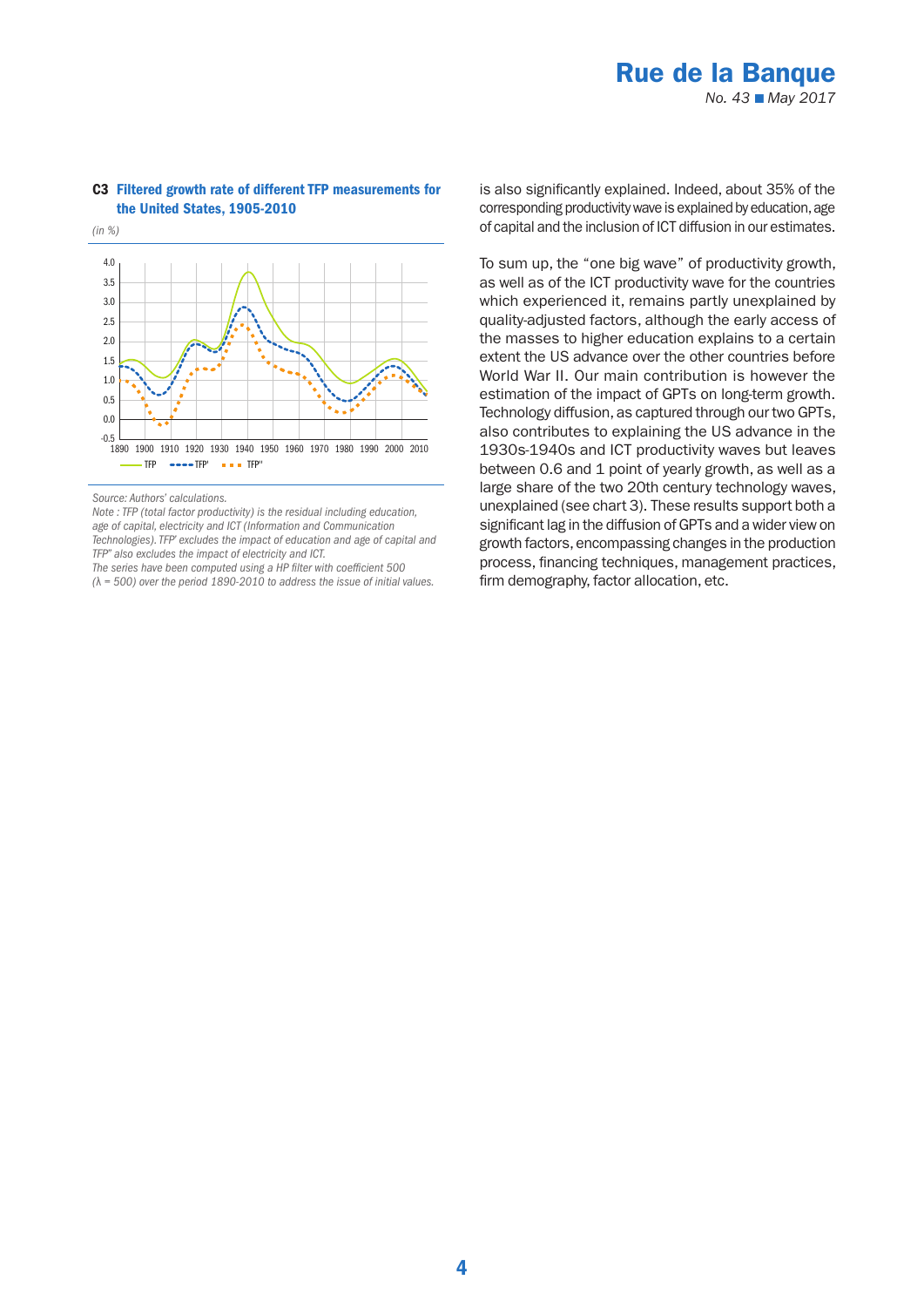**C3 Filtered growth rate of different TFP measurements for the United States, 1905-2010**

*(in %)*

*Source: Authors' calculations.*

*Note : TFP (total factor productivity) is the residual including education, age of capital, electricity and ICT (Information and Communication Technologies). TFP' excludes the impact of education and age of capital and TFP" also excludes the impact of electricity and ICT.*

*The series have been computed using a HP filter with coefficient 500 (λ = 500) over the period 1890-2010 to address the issue of initial values.*

is also significantly explained. Indeed, about 35% of the corresponding productivity wave is explained by education, age of capital and the inclusion of ICT diffusion in our estimates.

To sum up, the "one big wave" of productivity growth, as well as of the ICT productivity wave for the countries which experienced it, remains partly unexplained by quality-adjusted factors, although the early access of the masses to higher education explains to a certain extent the US advance over the other countries before World War II. Our main contribution is however the estimation of the impact of GPTs on long-term growth. Technology diffusion, as captured through our two GPTs, also contributes to explaining the US advance in the 1930s-1940s and ICT productivity waves but leaves between 0.6 and 1 point of yearly growth, as well as a large share of the two 20th century technology waves, unexplained (see chart 3). These results support both a significant lag in the diffusion of GPTs and a wider view on growth factors, encompassing changes in the production process, financing techniques, management practices, firm demography, factor allocation, etc.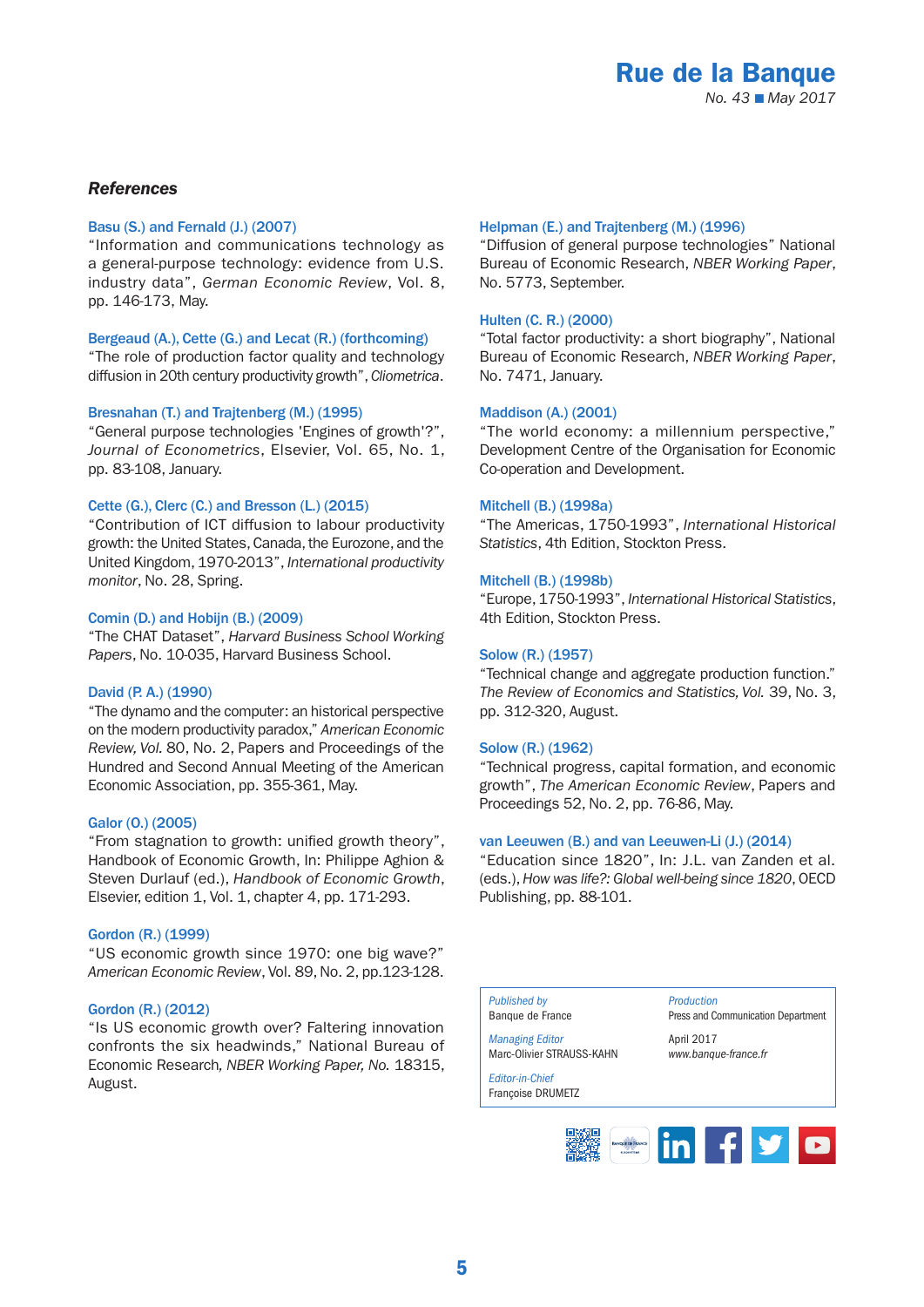## References

**Basu (S.) and Fernald (J.) (2007)**
"Information and communications technology as a general-purpose technology: evidence from U.S. industry data", *German Economic Review*, Vol. 8, pp. 146-173, May.

**Bergeaud (A.), Cette (G.) and Lecat (R.) (forthcoming)**
"The role of production factor quality and technology diffusion in 20th century productivity growth", *Cliometrica*.

**Bresnahan (T.) and Trajtenberg (M.) (1995)**
"General purpose technologies 'Engines of growth'?", *Journal of Econometrics*, Elsevier, Vol. 65, No. 1, pp. 83-108, January.

**Cette (G.), Clerc (C.) and Bresson (L.) (2015)**
"Contribution of ICT diffusion to labour productivity growth: the United States, Canada, the Eurozone, and the United Kingdom, 1970-2013", *International productivity monitor*, No. 28, Spring.

**Comin (D.) and Hobijn (B.) (2009)**
"The CHAT Dataset", *Harvard Business School Working Papers*, No. 10-035, Harvard Business School.

**David (P. A.) (1990)**
"The dynamo and the computer: an historical perspective on the modern productivity paradox," *American Economic Review, Vol.* 80, No. 2, Papers and Proceedings of the Hundred and Second Annual Meeting of the American Economic Association, pp. 355-361, May.

**Galor (O.) (2005)**
"From stagnation to growth: unified growth theory", Handbook of Economic Growth, In: Philippe Aghion & Steven Durlauf (ed.), *Handbook of Economic Growth*, Elsevier, edition 1, Vol. 1, chapter 4, pp. 171-293.

**Gordon (R.) (1999)**
"US economic growth since 1970: one big wave?" *American Economic Review*, Vol. 89, No. 2, pp.123-128.

**Gordon (R.) (2012)**
"Is US economic growth over? Faltering innovation confronts the six headwinds," National Bureau of Economic Research, *NBER Working Paper, No.* 18315, August.

**Helpman (E.) and Trajtenberg (M.) (1996)**
"Diffusion of general purpose technologies" National Bureau of Economic Research, *NBER Working Paper*, No. 5773, September.

**Hulten (C. R.) (2000)**
"Total factor productivity: a short biography", National Bureau of Economic Research, *NBER Working Paper*, No. 7471, January.

**Maddison (A.) (2001)**
"The world economy: a millennium perspective," Development Centre of the Organisation for Economic Co-operation and Development.

**Mitchell (B.) (1998a)**
"The Americas, 1750-1993", *International Historical Statistics*, 4th Edition, Stockton Press.

**Mitchell (B.) (1998b)**
"Europe, 1750-1993", *International Historical Statistics*, 4th Edition, Stockton Press.

**Solow (R.) (1957)**
"Technical change and aggregate production function." *The Review of Economics and Statistics, Vol.* 39, No. 3, pp. 312-320, August.

**Solow (R.) (1962)**
"Technical progress, capital formation, and economic growth", *The American Economic Review*, Papers and Proceedings 52, No. 2, pp. 76-86, May.

**van Leeuwen (B.) and van Leeuwen-Li (J.) (2014)**
"Education since 1820", In: J.L. van Zanden et al. (eds.), *How was life?: Global well-being since 1820*, OECD Publishing, pp. 88-101.

*Published by*
Banque de France

*Managing Editor*
Marc-Olivier STRAUSS-KAHN

*Editor-in-Chief*
Françoise DRUMETZ

*Production*
Press and Communication Department

April 2017
*www.banque-france.fr*